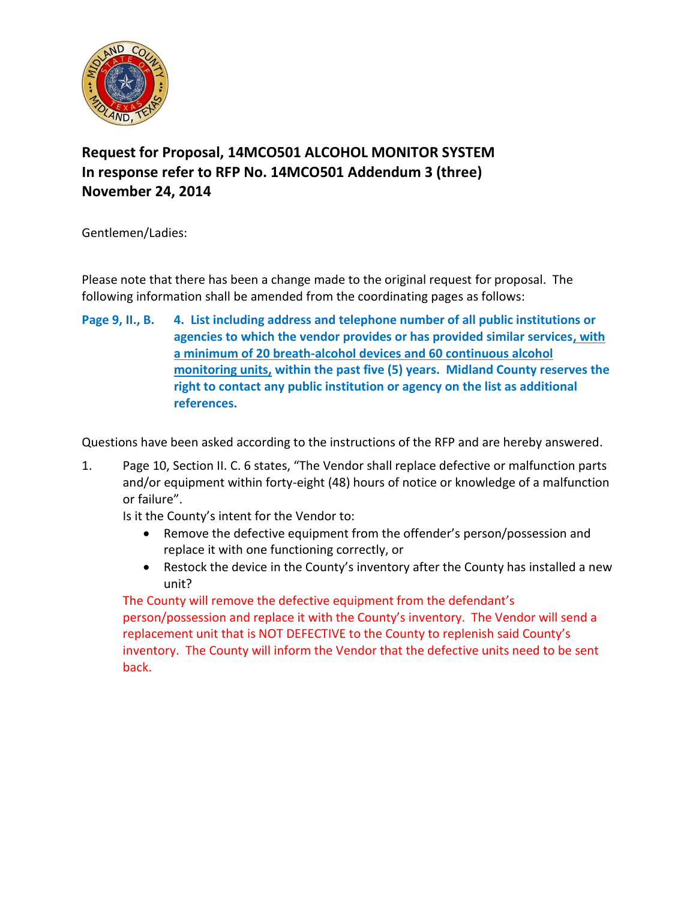**Request for Proposal, 14MCO501 ALCOHOL MONITOR SYSTEM**
**In response refer to RFP No. 14MCO501 Addendum 3 (three)**
**November 24, 2014**

Gentlemen/Ladies:

Please note that there has been a change made to the original request for proposal. The following information shall be amended from the coordinating pages as follows:

**Page 9, II., B.** **4. List including address and telephone number of all public institutions or agencies to which the vendor provides or has provided similar services, with a minimum of 20 breath-alcohol devices and 60 continuous alcohol monitoring units, within the past five (5) years. Midland County reserves the right to contact any public institution or agency on the list as additional references.**

Questions have been asked according to the instructions of the RFP and are hereby answered.

1. Page 10, Section II. C. 6 states, "The Vendor shall replace defective or malfunction parts and/or equipment within forty-eight (48) hours of notice or knowledge of a malfunction or failure".
   Is it the County's intent for the Vendor to:
   - Remove the defective equipment from the offender's person/possession and replace it with one functioning correctly, or
   - Restock the device in the County's inventory after the County has installed a new unit?

   The County will remove the defective equipment from the defendant's person/possession and replace it with the County's inventory. The Vendor will send a replacement unit that is NOT DEFECTIVE to the County to replenish said County's inventory. The County will inform the Vendor that the defective units need to be sent back.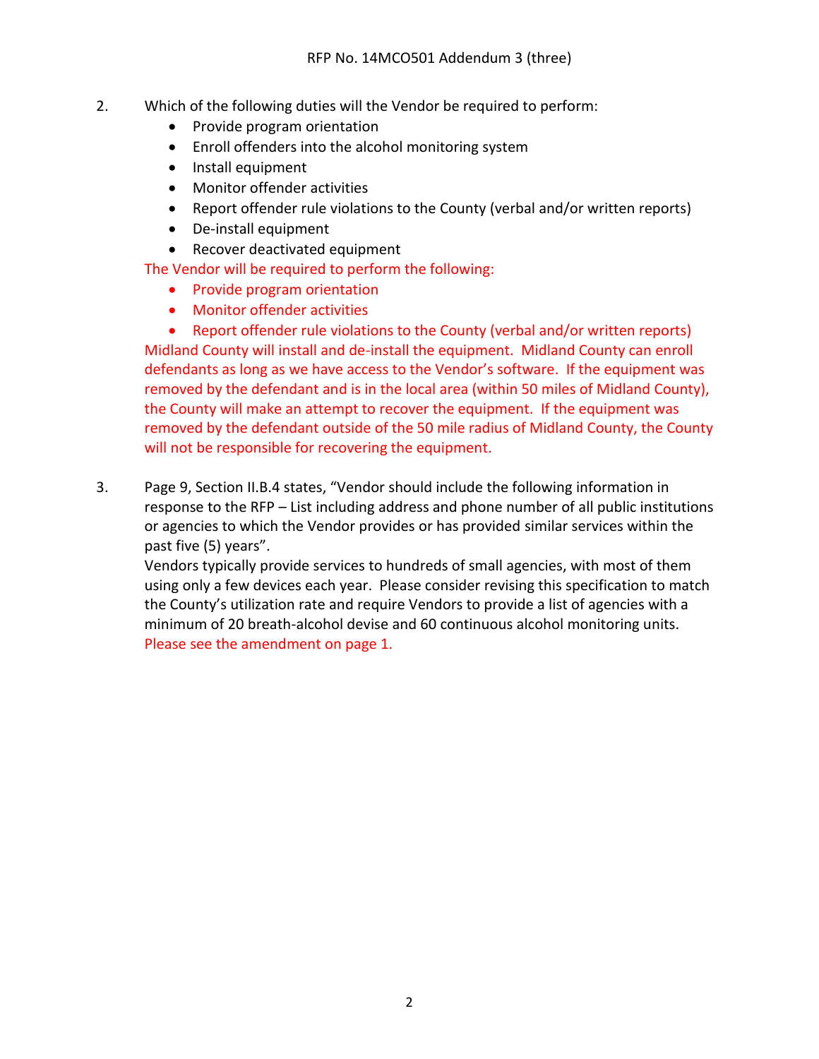2. Which of the following duties will the Vendor be required to perform:
   - Provide program orientation
   - Enroll offenders into the alcohol monitoring system
   - Install equipment
   - Monitor offender activities
   - Report offender rule violations to the County (verbal and/or written reports)
   - De-install equipment
   - Recover deactivated equipment

   The Vendor will be required to perform the following:
   - Provide program orientation
   - Monitor offender activities
   - Report offender rule violations to the County (verbal and/or written reports)

   Midland County will install and de-install the equipment. Midland County can enroll defendants as long as we have access to the Vendor's software. If the equipment was removed by the defendant and is in the local area (within 50 miles of Midland County), the County will make an attempt to recover the equipment. If the equipment was removed by the defendant outside of the 50 mile radius of Midland County, the County will not be responsible for recovering the equipment.

3. Page 9, Section II.B.4 states, "Vendor should include the following information in response to the RFP – List including address and phone number of all public institutions or agencies to which the Vendor provides or has provided similar services within the past five (5) years".
   Vendors typically provide services to hundreds of small agencies, with most of them using only a few devices each year. Please consider revising this specification to match the County's utilization rate and require Vendors to provide a list of agencies with a minimum of 20 breath-alcohol devise and 60 continuous alcohol monitoring units.
   Please see the amendment on page 1.